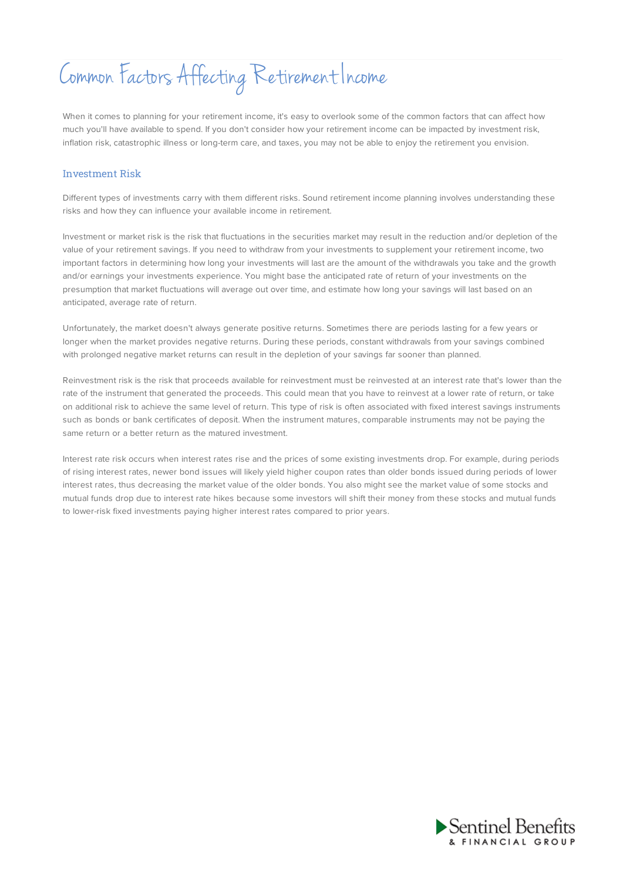# Common Factors Affecting Retirement Income

When it comes to planning for your retirement income, it's easy to overlook some of the common factors that can affect how much you'll have available to spend. If you don't consider how your retirement income can be impacted by investment risk, inflation risk, catastrophic illness or long-term care, and taxes, you may not be able to enjoy the retirement you envision.

## Investment Risk

Different types of investments carry with them different risks. Sound retirement income planning involves understanding these risks and how they can influence your available income in retirement.

Investment or market risk is the risk that fluctuations in the securities market may result in the reduction and/or depletion of the value of your retirement savings. If you need to withdraw from your investments to supplement your retirement income, two important factors in determining how long your investments will last are the amount of the withdrawals you take and the growth and/or earnings your investments experience. You might base the anticipated rate of return of your investments on the presumption that market fluctuations will average out over time, and estimate how long your savings will last based on an anticipated, average rate of return.

Unfortunately, the market doesn't always generate positive returns. Sometimes there are periods lasting for a few years or longer when the market provides negative returns. During these periods, constant withdrawals from your savings combined with prolonged negative market returns can result in the depletion of your savings far sooner than planned.

Reinvestment risk is the risk that proceeds available for reinvestment must be reinvested at an interest rate that's lower than the rate of the instrument that generated the proceeds. This could mean that you have to reinvest at a lower rate of return, or take on additional risk to achieve the same level of return. This type of risk is often associated with fixed interest savings instruments such as bonds or bank certificates of deposit. When the instrument matures, comparable instruments may not be paying the same return or a better return as the matured investment.

Interest rate risk occurs when interest rates rise and the prices of some existing investments drop. For example, during periods of rising interest rates, newer bond issues will likely yield higher coupon rates than older bonds issued during periods of lower interest rates, thus decreasing the market value of the older bonds. You also might see the market value of some stocks and mutual funds drop due to interest rate hikes because some investors will shift their money from these stocks and mutual funds to lower-risk fixed investments paying higher interest rates compared to prior years.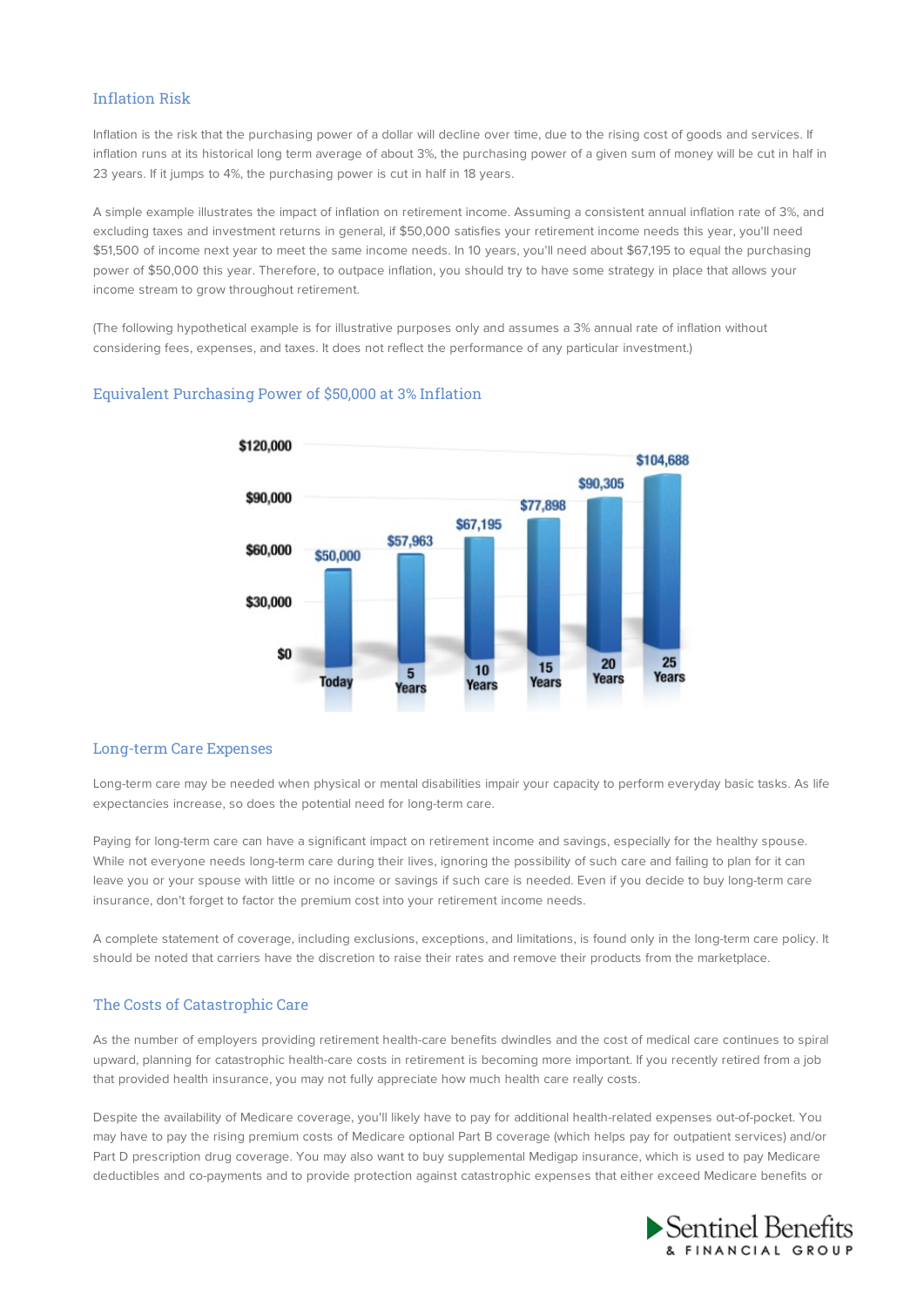## Inflation Risk

Inflation is the risk that the purchasing power of a dollar will decline over time, due to the rising cost of goods and services. If inflation runs at its historical long term average of about 3%, the purchasing power of a given sum of money will be cut in half in 23 years. If it jumps to 4%, the purchasing power is cut in half in 18 years.

A simple example illustrates the impact of inflation on retirement income. Assuming a consistent annual inflation rate of 3%, and excluding taxes and investment returns in general, if $50,000 satisfies your retirement income needs this year, you'll need $51,500 of income next year to meet the same income needs. In 10 years, you'll need about $67,195 to equal the purchasing power of $50,000 this year. Therefore, to outpace inflation, you should try to have some strategy in place that allows your income stream to grow throughout retirement.

(The following hypothetical example is for illustrative purposes only and assumes a 3% annual rate of inflation without considering fees, expenses, and taxes. It does not reflect the performance of any particular investment.)

## Equivalent Purchasing Power of $50,000 at 3% Inflation

| Time | Amount |
|---|---|
| Today | $50,000 |
| 5 Years | $57,963 |
| 10 Years | $67,195 |
| 15 Years | $77,898 |
| 20 Years | $90,305 |
| 25 Years | $104,688 |

## Long-term Care Expenses

Long-term care may be needed when physical or mental disabilities impair your capacity to perform everyday basic tasks. As life expectancies increase, so does the potential need for long-term care.

Paying for long-term care can have a significant impact on retirement income and savings, especially for the healthy spouse. While not everyone needs long-term care during their lives, ignoring the possibility of such care and failing to plan for it can leave you or your spouse with little or no income or savings if such care is needed. Even if you decide to buy long-term care insurance, don't forget to factor the premium cost into your retirement income needs.

A complete statement of coverage, including exclusions, exceptions, and limitations, is found only in the long-term care policy. It should be noted that carriers have the discretion to raise their rates and remove their products from the marketplace.

## The Costs of Catastrophic Care

As the number of employers providing retirement health-care benefits dwindles and the cost of medical care continues to spiral upward, planning for catastrophic health-care costs in retirement is becoming more important. If you recently retired from a job that provided health insurance, you may not fully appreciate how much health care really costs.

Despite the availability of Medicare coverage, you'll likely have to pay for additional health-related expenses out-of-pocket. You may have to pay the rising premium costs of Medicare optional Part B coverage (which helps pay for outpatient services) and/or Part D prescription drug coverage. You may also want to buy supplemental Medigap insurance, which is used to pay Medicare deductibles and co-payments and to provide protection against catastrophic expenses that either exceed Medicare benefits or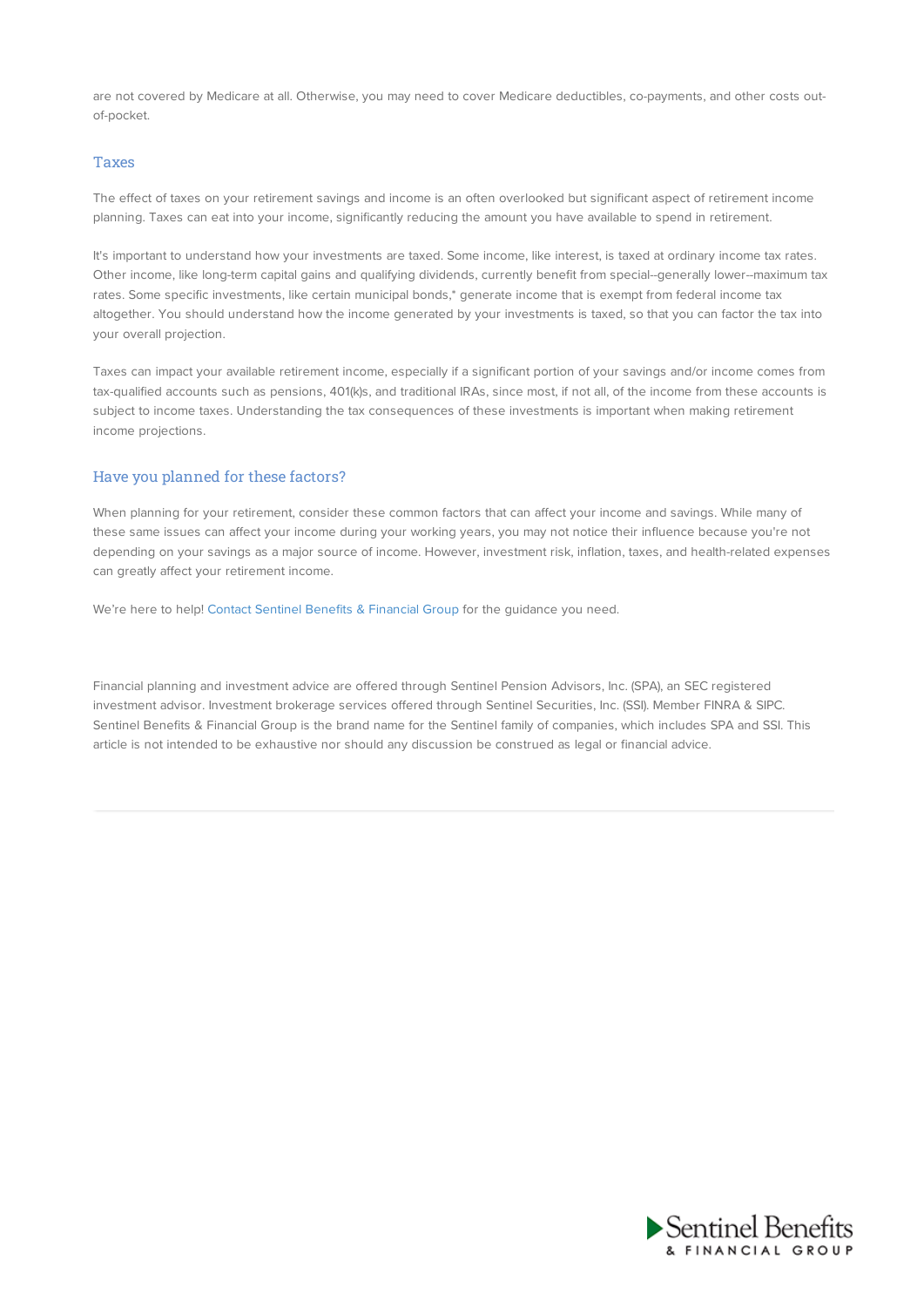are not covered by Medicare at all. Otherwise, you may need to cover Medicare deductibles, co-payments, and other costs out-of-pocket.

## Taxes

The effect of taxes on your retirement savings and income is an often overlooked but significant aspect of retirement income planning. Taxes can eat into your income, significantly reducing the amount you have available to spend in retirement.

It's important to understand how your investments are taxed. Some income, like interest, is taxed at ordinary income tax rates. Other income, like long-term capital gains and qualifying dividends, currently benefit from special--generally lower--maximum tax rates. Some specific investments, like certain municipal bonds,* generate income that is exempt from federal income tax altogether. You should understand how the income generated by your investments is taxed, so that you can factor the tax into your overall projection.

Taxes can impact your available retirement income, especially if a significant portion of your savings and/or income comes from tax-qualified accounts such as pensions, 401(k)s, and traditional IRAs, since most, if not all, of the income from these accounts is subject to income taxes. Understanding the tax consequences of these investments is important when making retirement income projections.

## Have you planned for these factors?

When planning for your retirement, consider these common factors that can affect your income and savings. While many of these same issues can affect your income during your working years, you may not notice their influence because you're not depending on your savings as a major source of income. However, investment risk, inflation, taxes, and health-related expenses can greatly affect your retirement income.

We're here to help! Contact Sentinel Benefits & Financial Group for the guidance you need.

Financial planning and investment advice are offered through Sentinel Pension Advisors, Inc. (SPA), an SEC registered investment advisor. Investment brokerage services offered through Sentinel Securities, Inc. (SSI). Member FINRA & SIPC. Sentinel Benefits & Financial Group is the brand name for the Sentinel family of companies, which includes SPA and SSI. This article is not intended to be exhaustive nor should any discussion be construed as legal or financial advice.

Sentinel Benefits & FINANCIAL GROUP